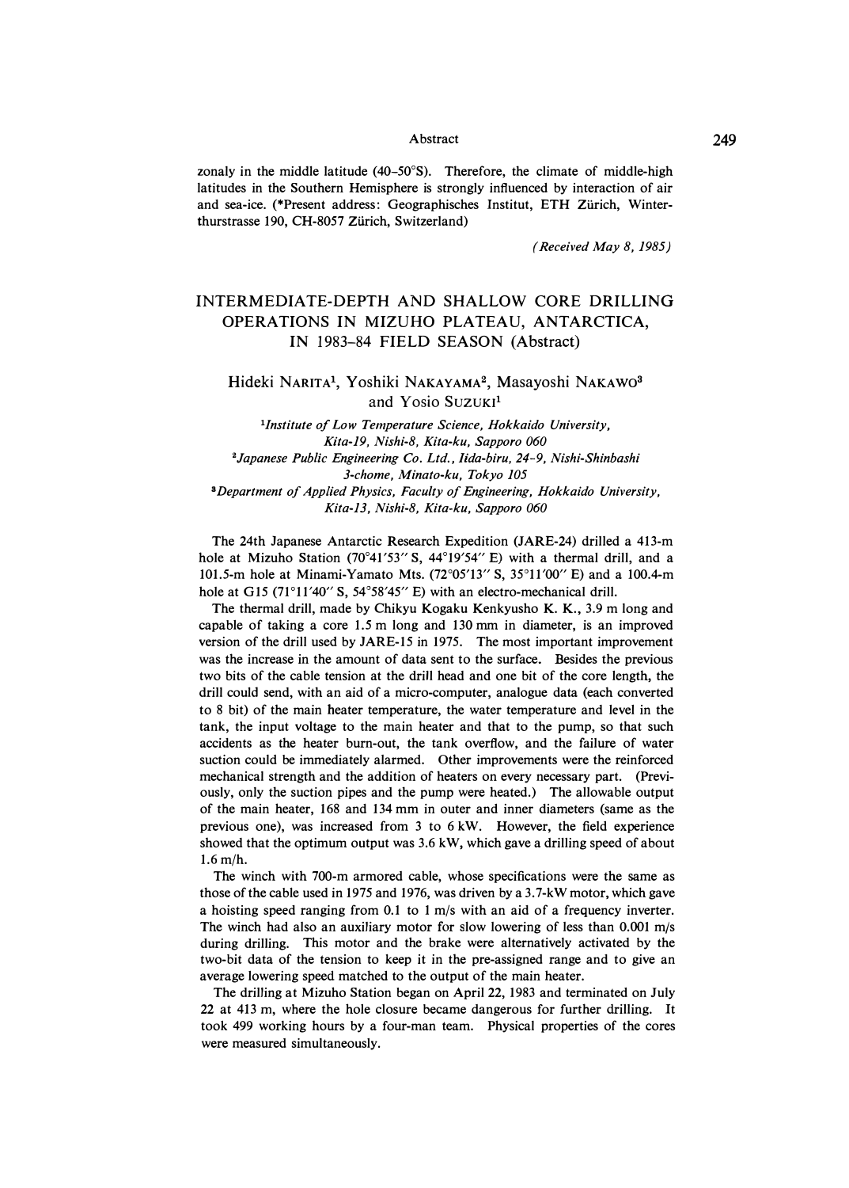zonaly in the middle latitude (40–50°S). Therefore, the climate of middle-high latitudes in the Southern Hemisphere is strongly influenced by interaction of air and sea-ice. (*Present address: Geographisches Institut, ETH Zürich, Winterthurstrasse 190, CH-8057 Zürich, Switzerland)

*(Received May 8, 1985)*

# INTERMEDIATE-DEPTH AND SHALLOW CORE DRILLING OPERATIONS IN MIZUHO PLATEAU, ANTARCTICA, IN 1983–84 FIELD SEASON (Abstract)

Hideki NARITA[1], Yoshiki NAKAYAMA[2], Masayoshi NAKAWO[3] and Yosio SUZUKI[1]

[1]*Institute of Low Temperature Science, Hokkaido University, Kita-19, Nishi-8, Kita-ku, Sapporo 060*
[2]*Japanese Public Engineering Co. Ltd., Iida-biru, 24-9, Nishi-Shinbashi 3-chome, Minato-ku, Tokyo 105*
[3]*Department of Applied Physics, Faculty of Engineering, Hokkaido University, Kita-13, Nishi-8, Kita-ku, Sapporo 060*

The 24th Japanese Antarctic Research Expedition (JARE-24) drilled a 413-m hole at Mizuho Station (70°41′53″ S, 44°19′54″ E) with a thermal drill, and a 101.5-m hole at Minami-Yamato Mts. (72°05′13″ S, 35°11′00″ E) and a 100.4-m hole at G15 (71°11′40″ S, 54°58′45″ E) with an electro-mechanical drill.

The thermal drill, made by Chikyu Kogaku Kenkyusho K. K., 3.9 m long and capable of taking a core 1.5 m long and 130 mm in diameter, is an improved version of the drill used by JARE-15 in 1975. The most important improvement was the increase in the amount of data sent to the surface. Besides the previous two bits of the cable tension at the drill head and one bit of the core length, the drill could send, with an aid of a micro-computer, analogue data (each converted to 8 bit) of the main heater temperature, the water temperature and level in the tank, the input voltage to the main heater and that to the pump, so that such accidents as the heater burn-out, the tank overflow, and the failure of water suction could be immediately alarmed. Other improvements were the reinforced mechanical strength and the addition of heaters on every necessary part. (Previously, only the suction pipes and the pump were heated.) The allowable output of the main heater, 168 and 134 mm in outer and inner diameters (same as the previous one), was increased from 3 to 6 kW. However, the field experience showed that the optimum output was 3.6 kW, which gave a drilling speed of about 1.6 m/h.

The winch with 700-m armored cable, whose specifications were the same as those of the cable used in 1975 and 1976, was driven by a 3.7-kW motor, which gave a hoisting speed ranging from 0.1 to 1 m/s with an aid of a frequency inverter. The winch had also an auxiliary motor for slow lowering of less than 0.001 m/s during drilling. This motor and the brake were alternatively activated by the two-bit data of the tension to keep it in the pre-assigned range and to give an average lowering speed matched to the output of the main heater.

The drilling at Mizuho Station began on April 22, 1983 and terminated on July 22 at 413 m, where the hole closure became dangerous for further drilling. It took 499 working hours by a four-man team. Physical properties of the cores were measured simultaneously.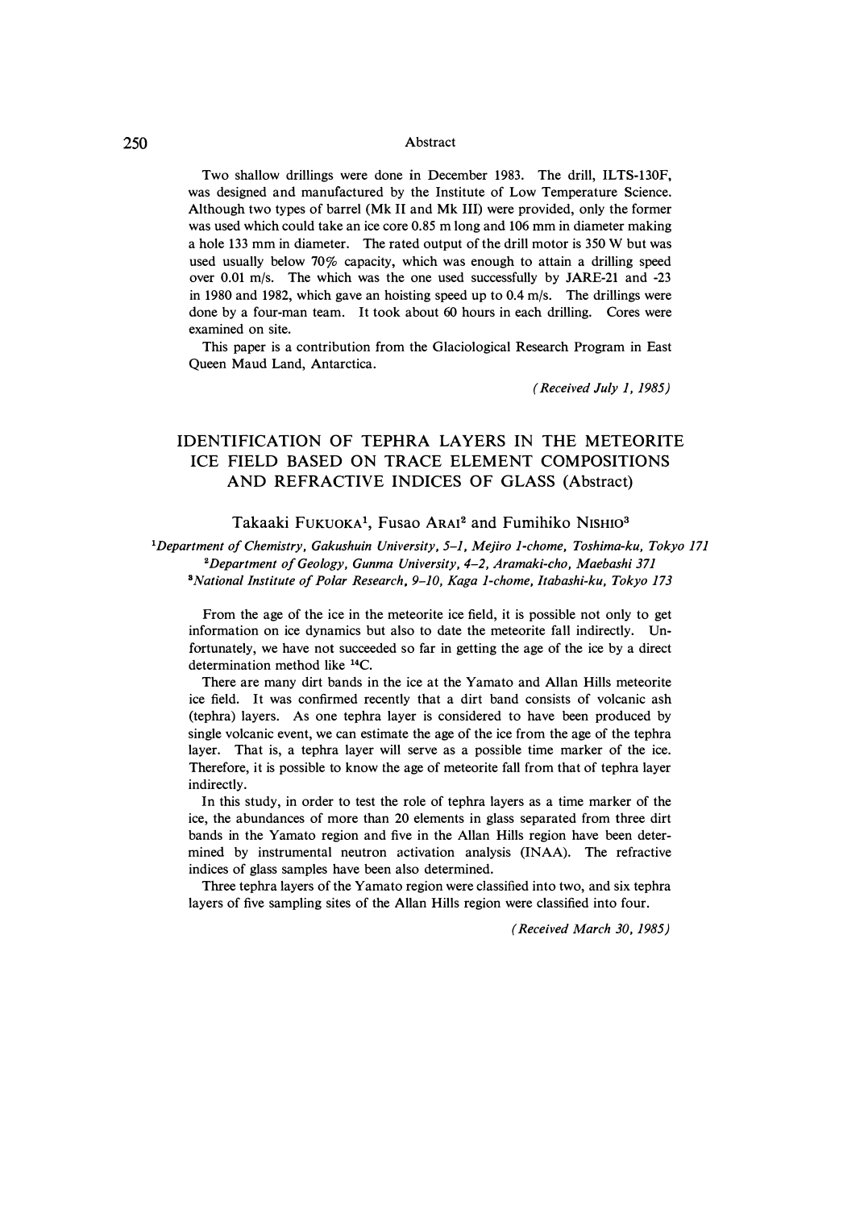Two shallow drillings were done in December 1983. The drill, ILTS-130F, was designed and manufactured by the Institute of Low Temperature Science. Although two types of barrel (Mk II and Mk III) were provided, only the former was used which could take an ice core 0.85 m long and 106 mm in diameter making a hole 133 mm in diameter. The rated output of the drill motor is 350 W but was used usually below 70% capacity, which was enough to attain a drilling speed over 0.01 m/s. The which was the one used successfully by JARE-21 and -23 in 1980 and 1982, which gave an hoisting speed up to 0.4 m/s. The drillings were done by a four-man team. It took about 60 hours in each drilling. Cores were examined on site.

This paper is a contribution from the Glaciological Research Program in East Queen Maud Land, Antarctica.

*(Received July 1, 1985)*

## IDENTIFICATION OF TEPHRA LAYERS IN THE METEORITE ICE FIELD BASED ON TRACE ELEMENT COMPOSITIONS AND REFRACTIVE INDICES OF GLASS (Abstract)

Takaaki FUKUOKA[1], Fusao ARAI[2] and Fumihiko NISHIO[3]

[1]*Department of Chemistry, Gakushuin University, 5-1, Mejiro 1-chome, Toshima-ku, Tokyo 171*
[2]*Department of Geology, Gunma University, 4-2, Aramaki-cho, Maebashi 371*
[3]*National Institute of Polar Research, 9-10, Kaga 1-chome, Itabashi-ku, Tokyo 173*

From the age of the ice in the meteorite ice field, it is possible not only to get information on ice dynamics but also to date the meteorite fall indirectly. Unfortunately, we have not succeeded so far in getting the age of the ice by a direct determination method like $^{14}C$.

There are many dirt bands in the ice at the Yamato and Allan Hills meteorite ice field. It was confirmed recently that a dirt band consists of volcanic ash (tephra) layers. As one tephra layer is considered to have been produced by single volcanic event, we can estimate the age of the ice from the age of the tephra layer. That is, a tephra layer will serve as a possible time marker of the ice. Therefore, it is possible to know the age of meteorite fall from that of tephra layer indirectly.

In this study, in order to test the role of tephra layers as a time marker of the ice, the abundances of more than 20 elements in glass separated from three dirt bands in the Yamato region and five in the Allan Hills region have been determined by instrumental neutron activation analysis (INAA). The refractive indices of glass samples have been also determined.

Three tephra layers of the Yamato region were classified into two, and six tephra layers of five sampling sites of the Allan Hills region were classified into four.

*(Received March 30, 1985)*